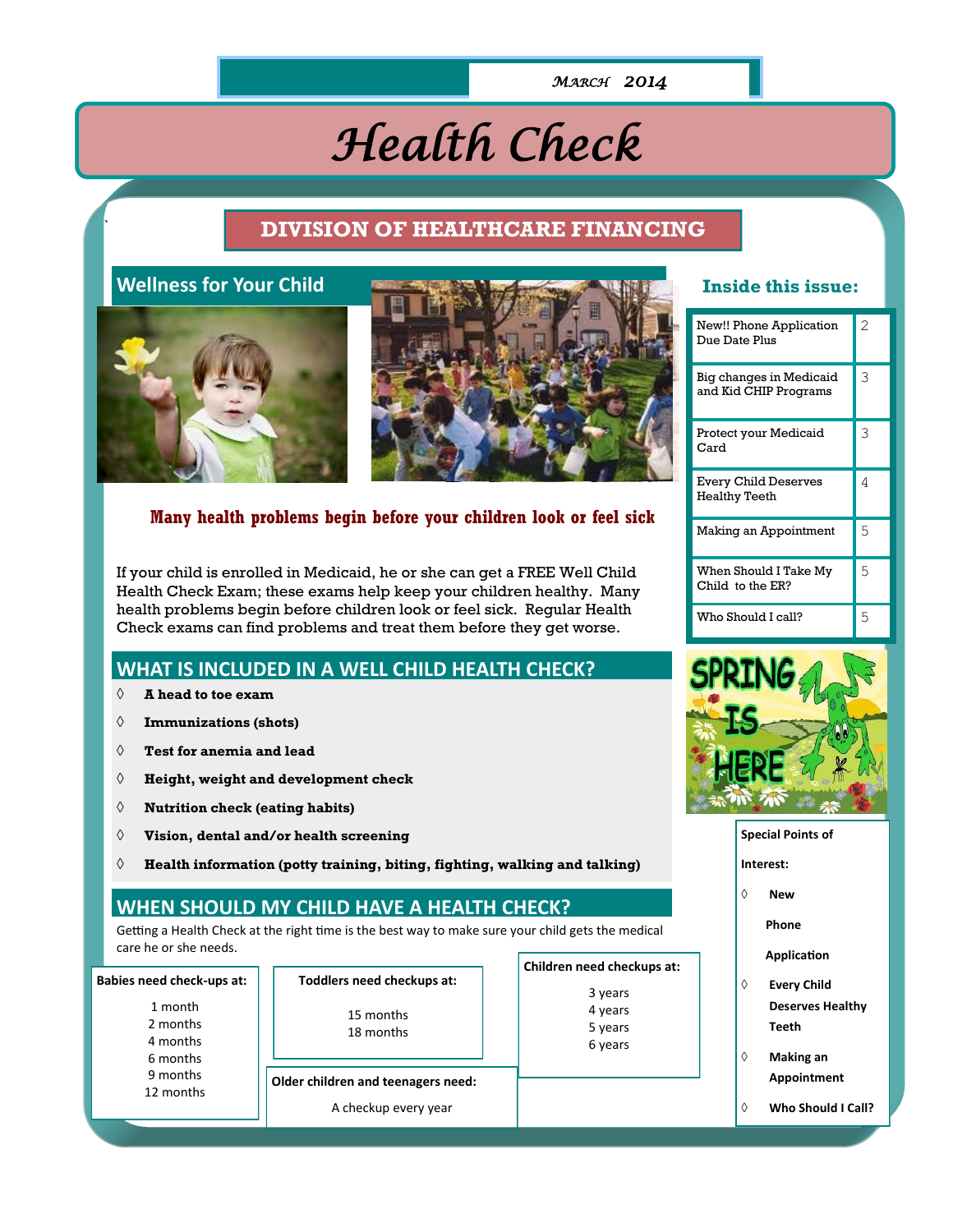MARCH 2014

# Health Check

## DIVISION OF HEALTHCARE FINANCING

## Wellness for Your Child

**Many health problems begin before your children look or feel sick**

If your child is enrolled in Medicaid, he or she can get a FREE Well Child Health Check Exam; these exams help keep your children healthy. Many health problems begin before children look or feel sick. Regular Health Check exams can find problems and treat them before they get worse.

## WHAT IS INCLUDED IN A WELL CHILD HEALTH CHECK?

- **A head to toe exam**
- **Immunizations (shots)**
- **Test for anemia and lead**
- **Height, weight and development check**
- **Nutrition check (eating habits)**
- **Vision, dental and/or health screening**
- **Health information (potty training, biting, fighting, walking and talking)**

## WHEN SHOULD MY CHILD HAVE A HEALTH CHECK?

Getting a Health Check at the right time is the best way to make sure your child gets the medical care he or she needs.

**Babies need check-ups at:**

1 month
2 months
4 months
6 months
9 months
12 months

**Toddlers need checkups at:**

15 months
18 months

**Children need checkups at:**

3 years
4 years
5 years
6 years

**Older children and teenagers need:**

A checkup every year

## Inside this issue:

| Article | Page |
|---|---|
| New!! Phone Application Due Date Plus | 2 |
| Big changes in Medicaid and Kid CHIP Programs | 3 |
| Protect your Medicaid Card | 3 |
| Every Child Deserves Healthy Teeth | 4 |
| Making an Appointment | 5 |
| When Should I Take My Child to the ER? | 5 |
| Who Should I call? | 5 |

SPRING IS HERE

**Special Points of Interest:**

- **New Phone Application**
- **Every Child Deserves Healthy Teeth**
- **Making an Appointment**
- **Who Should I Call?**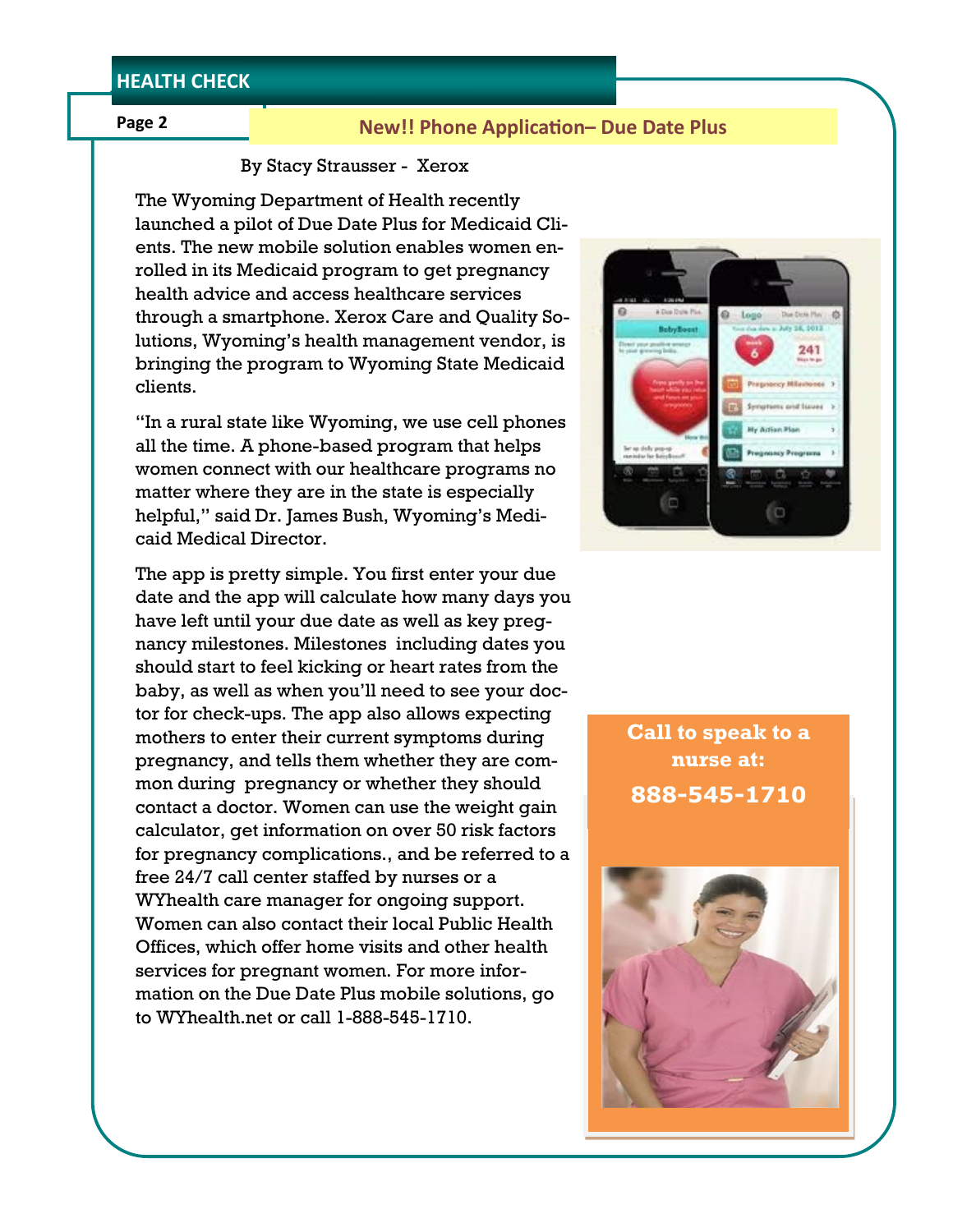## New!! Phone Application– Due Date Plus

By Stacy Strausser - Xerox

The Wyoming Department of Health recently launched a pilot of Due Date Plus for Medicaid Clients. The new mobile solution enables women enrolled in its Medicaid program to get pregnancy health advice and access healthcare services through a smartphone. Xerox Care and Quality Solutions, Wyoming's health management vendor, is bringing the program to Wyoming State Medicaid clients.

"In a rural state like Wyoming, we use cell phones all the time. A phone-based program that helps women connect with our healthcare programs no matter where they are in the state is especially helpful," said Dr. James Bush, Wyoming's Medicaid Medical Director.

The app is pretty simple. You first enter your due date and the app will calculate how many days you have left until your due date as well as key pregnancy milestones. Milestones including dates you should start to feel kicking or heart rates from the baby, as well as when you'll need to see your doctor for check-ups. The app also allows expecting mothers to enter their current symptoms during pregnancy, and tells them whether they are common during pregnancy or whether they should contact a doctor. Women can use the weight gain calculator, get information on over 50 risk factors for pregnancy complications., and be referred to a free 24/7 call center staffed by nurses or a WYhealth care manager for ongoing support. Women can also contact their local Public Health Offices, which offer home visits and other health services for pregnant women. For more information on the Due Date Plus mobile solutions, go to WYhealth.net or call 1-888-545-1710.

**Call to speak to a nurse at:**

**888-545-1710**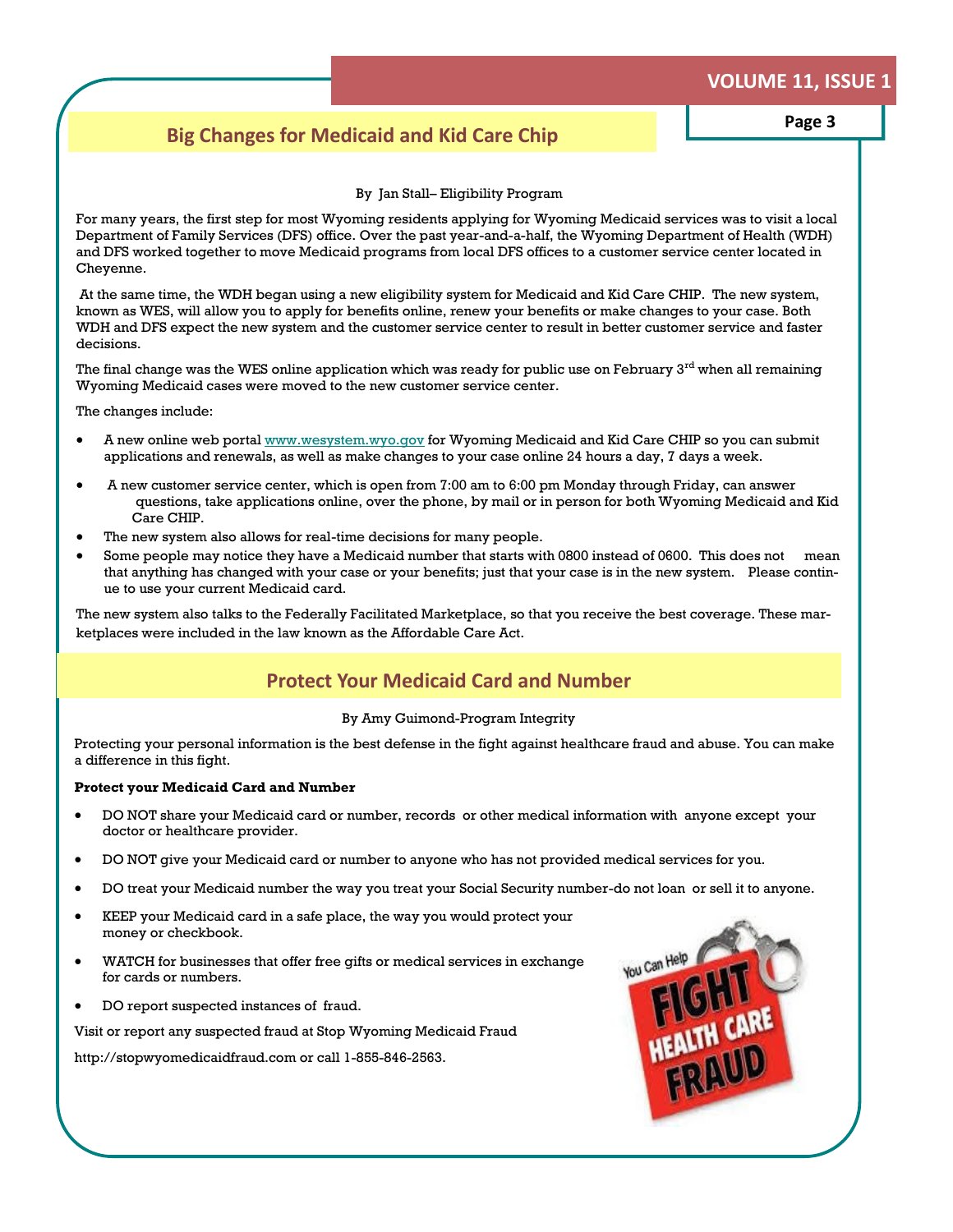## Big Changes for Medicaid and Kid Care Chip

By Jan Stall– Eligibility Program

For many years, the first step for most Wyoming residents applying for Wyoming Medicaid services was to visit a local Department of Family Services (DFS) office. Over the past year-and-a-half, the Wyoming Department of Health (WDH) and DFS worked together to move Medicaid programs from local DFS offices to a customer service center located in Cheyenne.

At the same time, the WDH began using a new eligibility system for Medicaid and Kid Care CHIP. The new system, known as WES, will allow you to apply for benefits online, renew your benefits or make changes to your case. Both WDH and DFS expect the new system and the customer service center to result in better customer service and faster decisions.

The final change was the WES online application which was ready for public use on February 3rd when all remaining Wyoming Medicaid cases were moved to the new customer service center.

The changes include:

- A new online web portal www.wesystem.wyo.gov for Wyoming Medicaid and Kid Care CHIP so you can submit applications and renewals, as well as make changes to your case online 24 hours a day, 7 days a week.
- A new customer service center, which is open from 7:00 am to 6:00 pm Monday through Friday, can answer questions, take applications online, over the phone, by mail or in person for both Wyoming Medicaid and Kid Care CHIP.
- The new system also allows for real-time decisions for many people.
- Some people may notice they have a Medicaid number that starts with 0800 instead of 0600. This does not mean that anything has changed with your case or your benefits; just that your case is in the new system. Please continue to use your current Medicaid card.

The new system also talks to the Federally Facilitated Marketplace, so that you receive the best coverage. These marketplaces were included in the law known as the Affordable Care Act.

## Protect Your Medicaid Card and Number

By Amy Guimond-Program Integrity

Protecting your personal information is the best defense in the fight against healthcare fraud and abuse. You can make a difference in this fight.

**Protect your Medicaid Card and Number**

- DO NOT share your Medicaid card or number, records or other medical information with anyone except your doctor or healthcare provider.
- DO NOT give your Medicaid card or number to anyone who has not provided medical services for you.
- DO treat your Medicaid number the way you treat your Social Security number-do not loan or sell it to anyone.
- KEEP your Medicaid card in a safe place, the way you would protect your money or checkbook.
- WATCH for businesses that offer free gifts or medical services in exchange for cards or numbers.
- DO report suspected instances of fraud.

Visit or report any suspected fraud at Stop Wyoming Medicaid Fraud

http://stopwyomedicaidfraud.com or call 1-855-846-2563.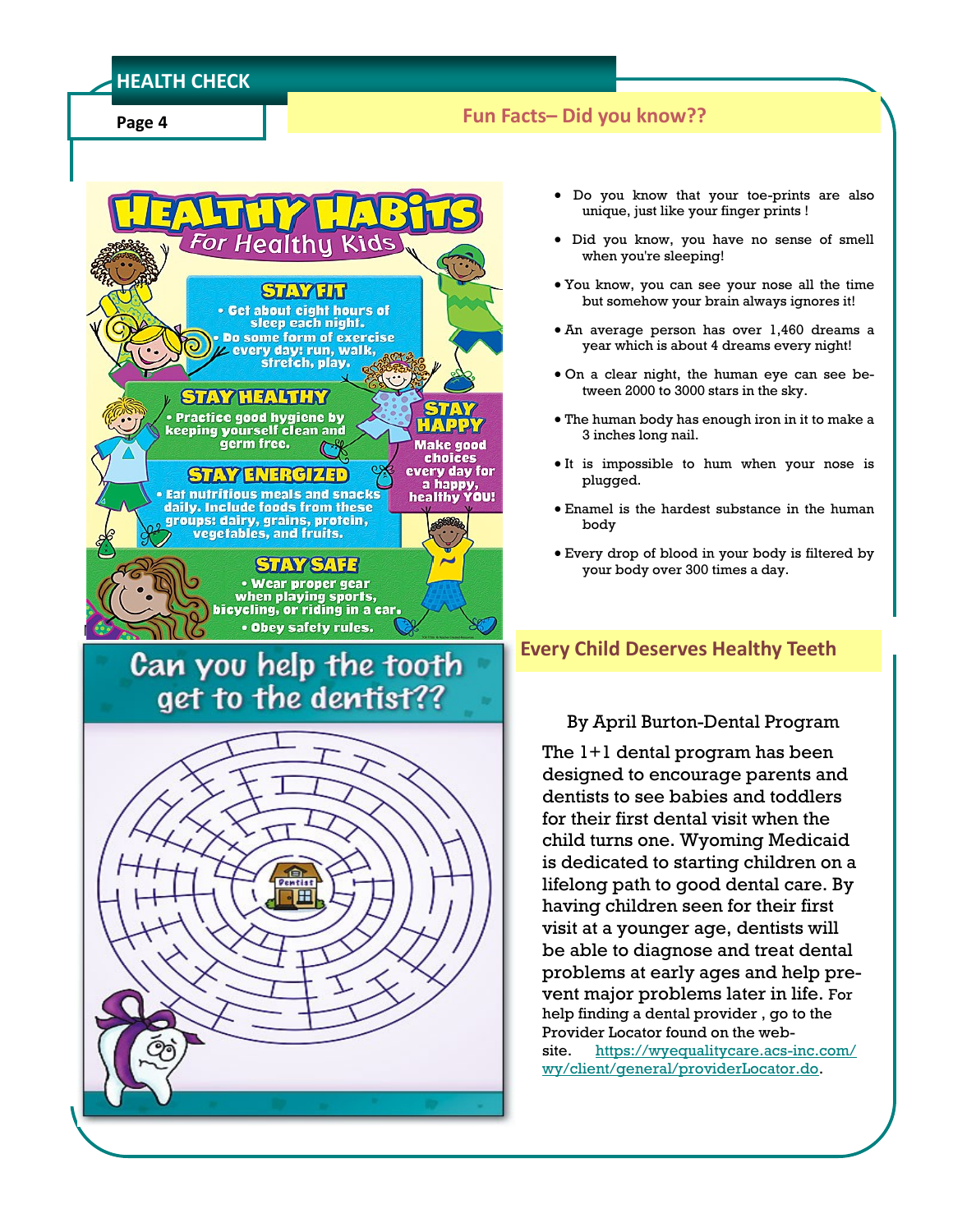## Fun Facts– Did you know??

HEALTHY HABITS For Healthy Kids

**STAY FIT**

- Get about eight hours of sleep each night.
- Do some form of exercise every day: run, walk, stretch, play.

**STAY HEALTHY**

- Practice good hygiene by keeping yourself clean and germ free.

**STAY HAPPY**

Make good choices every day for a happy, healthy YOU!

**STAY ENERGIZED**

- Eat nutritious meals and snacks daily. Include foods from these groups: dairy, grains, protein, vegetables, and fruits.

**STAY SAFE**

- Wear proper gear when playing sports, bicycling, or riding in a car.
- Obey safety rules.

**Can you help the tooth get to the dentist??**

- Do you know that your toe-prints are also unique, just like your finger prints !
- Did you know, you have no sense of smell when you're sleeping!
- You know, you can see your nose all the time but somehow your brain always ignores it!
- An average person has over 1,460 dreams a year which is about 4 dreams every night!
- On a clear night, the human eye can see between 2000 to 3000 stars in the sky.
- The human body has enough iron in it to make a 3 inches long nail.
- It is impossible to hum when your nose is plugged.
- Enamel is the hardest substance in the human body
- Every drop of blood in your body is filtered by your body over 300 times a day.

## Every Child Deserves Healthy Teeth

By April Burton-Dental Program

The 1+1 dental program has been designed to encourage parents and dentists to see babies and toddlers for their first dental visit when the child turns one. Wyoming Medicaid is dedicated to starting children on a lifelong path to good dental care. By having children seen for their first visit at a younger age, dentists will be able to diagnose and treat dental problems at early ages and help prevent major problems later in life. For help finding a dental provider , go to the Provider Locator found on the website. https://wyequalitycare.acs-inc.com/wy/client/general/providerLocator.do.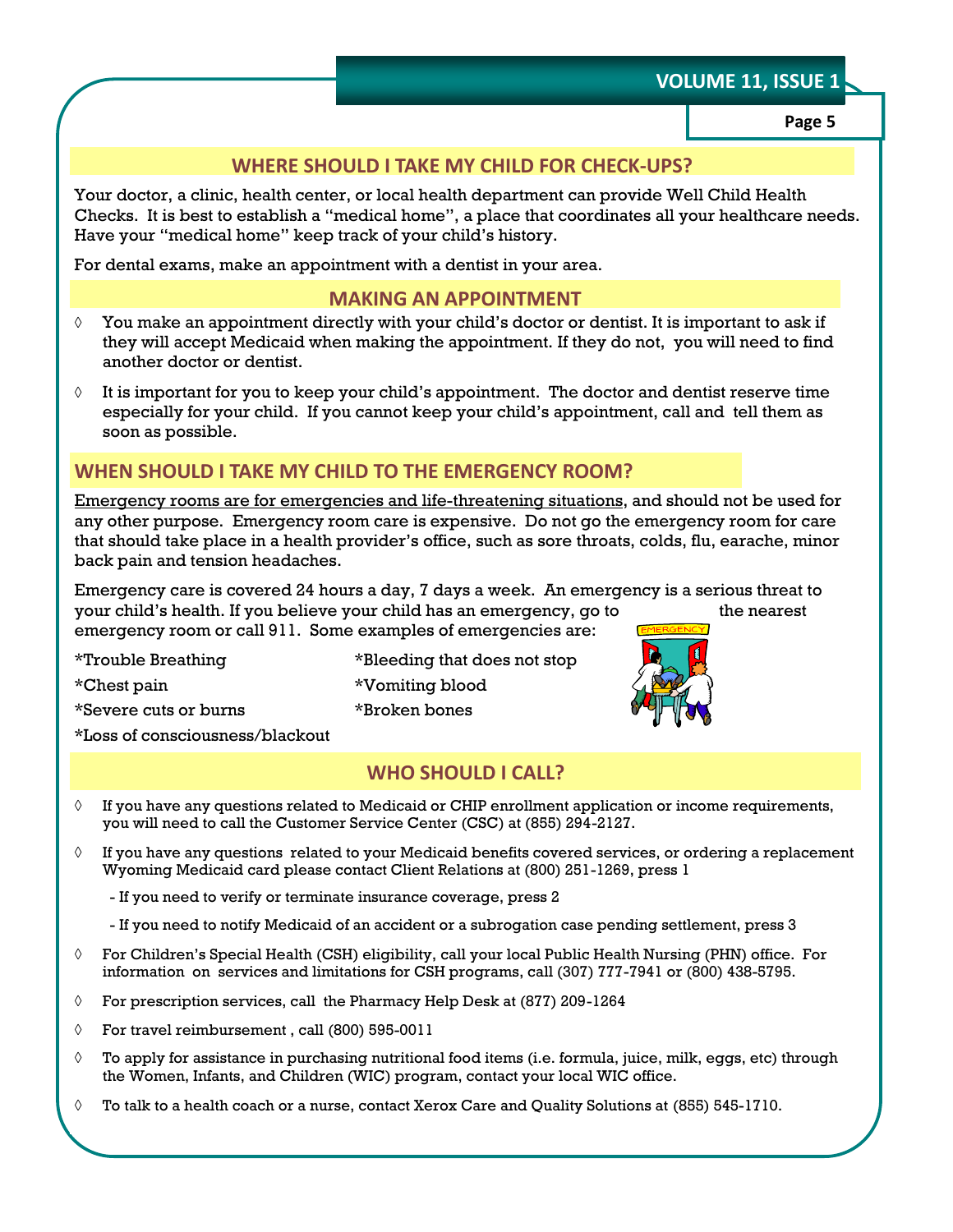## WHERE SHOULD I TAKE MY CHILD FOR CHECK-UPS?

Your doctor, a clinic, health center, or local health department can provide Well Child Health Checks. It is best to establish a "medical home", a place that coordinates all your healthcare needs. Have your "medical home" keep track of your child's history.

For dental exams, make an appointment with a dentist in your area.

## MAKING AN APPOINTMENT

- You make an appointment directly with your child's doctor or dentist. It is important to ask if they will accept Medicaid when making the appointment. If they do not, you will need to find another doctor or dentist.
- It is important for you to keep your child's appointment. The doctor and dentist reserve time especially for your child. If you cannot keep your child's appointment, call and tell them as soon as possible.

## WHEN SHOULD I TAKE MY CHILD TO THE EMERGENCY ROOM?

Emergency rooms are for emergencies and life-threatening situations, and should not be used for any other purpose. Emergency room care is expensive. Do not go the emergency room for care that should take place in a health provider's office, such as sore throats, colds, flu, earache, minor back pain and tension headaches.

Emergency care is covered 24 hours a day, 7 days a week. An emergency is a serious threat to your child's health. If you believe your child has an emergency, go to the nearest emergency room or call 911. Some examples of emergencies are:

*Trouble Breathing

*Chest pain

*Severe cuts or burns

*Loss of consciousness/blackout

*Bleeding that does not stop

*Vomiting blood

*Broken bones

## WHO SHOULD I CALL?

- If you have any questions related to Medicaid or CHIP enrollment application or income requirements, you will need to call the Customer Service Center (CSC) at (855) 294-2127.
- If you have any questions related to your Medicaid benefits covered services, or ordering a replacement Wyoming Medicaid card please contact Client Relations at (800) 251-1269, press 1
  - If you need to verify or terminate insurance coverage, press 2
  - If you need to notify Medicaid of an accident or a subrogation case pending settlement, press 3
- For Children's Special Health (CSH) eligibility, call your local Public Health Nursing (PHN) office. For information on services and limitations for CSH programs, call (307) 777-7941 or (800) 438-5795.
- For prescription services, call the Pharmacy Help Desk at (877) 209-1264
- For travel reimbursement , call (800) 595-0011
- To apply for assistance in purchasing nutritional food items (i.e. formula, juice, milk, eggs, etc) through the Women, Infants, and Children (WIC) program, contact your local WIC office.
- To talk to a health coach or a nurse, contact Xerox Care and Quality Solutions at (855) 545-1710.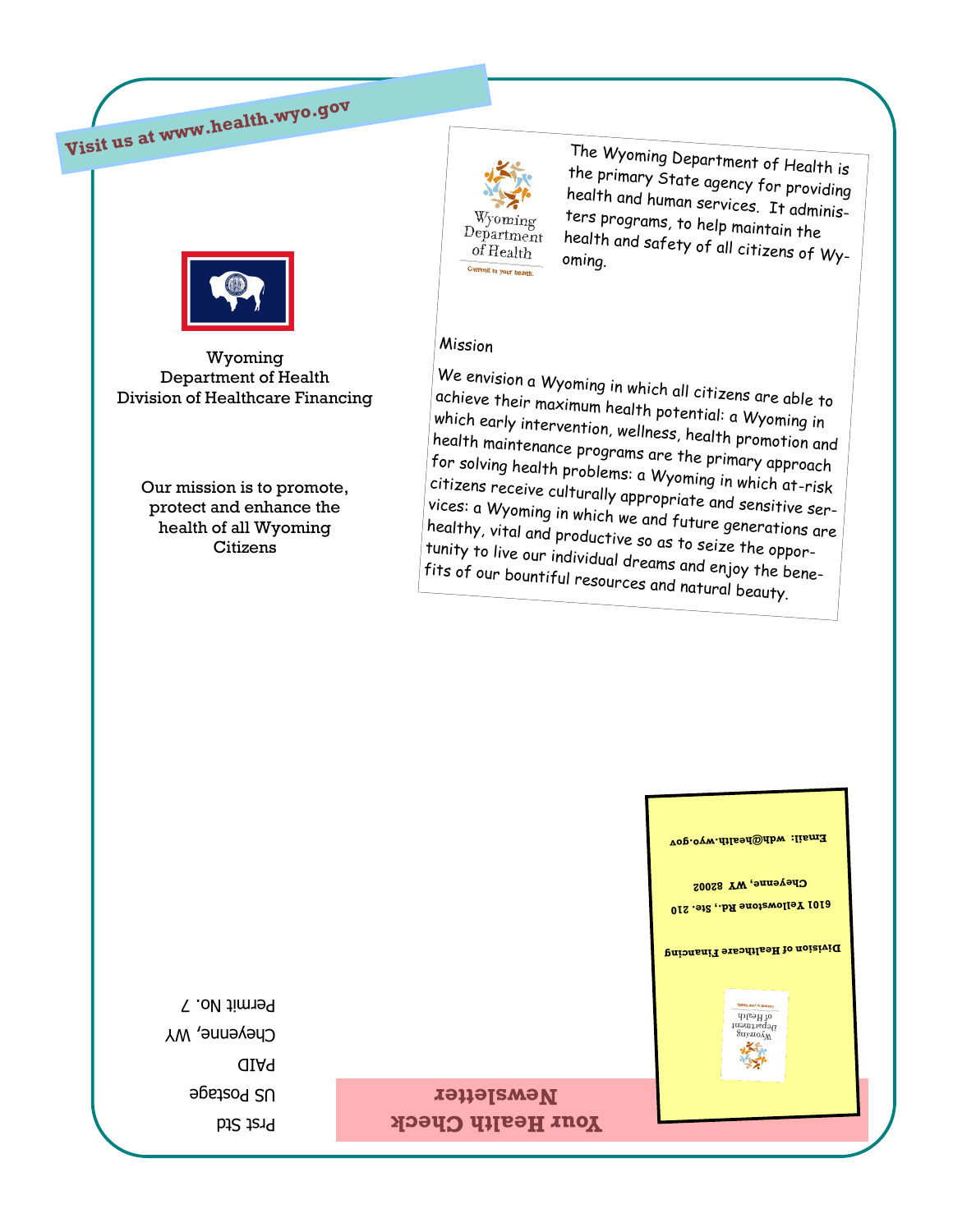**Visit us at www.health.wyo.gov**

Wyoming
Department of Health
Division of Healthcare Financing

Our mission is to promote, protect and enhance the health of all Wyoming Citizens

Wyoming Department of Health

Commit to your health.

The Wyoming Department of Health is the primary State agency for providing health and human services. It administers programs, to help maintain the health and safety of all citizens of Wyoming.

Mission

We envision a Wyoming in which all citizens are able to achieve their maximum health potential: a Wyoming in which early intervention, wellness, health promotion and health maintenance programs are the primary approach for solving health problems: a Wyoming in which at-risk citizens receive culturally appropriate and sensitive services: a Wyoming in which we and future generations are healthy, vital and productive so as to seize the opportunity to live our individual dreams and enjoy the benefits of our bountiful resources and natural beauty.

Prst Std
US Postage
PAID
Cheyenne, WY
Permit No. 7

**Your Health Check Newsletter**

Wyoming Department of Health

Commit to your health.

**Division of Healthcare Financing**

**6101 Yellowstone Rd., Ste. 210**

**Cheyenne, WY 82002**

**Email: wdh@health.wyo.gov**